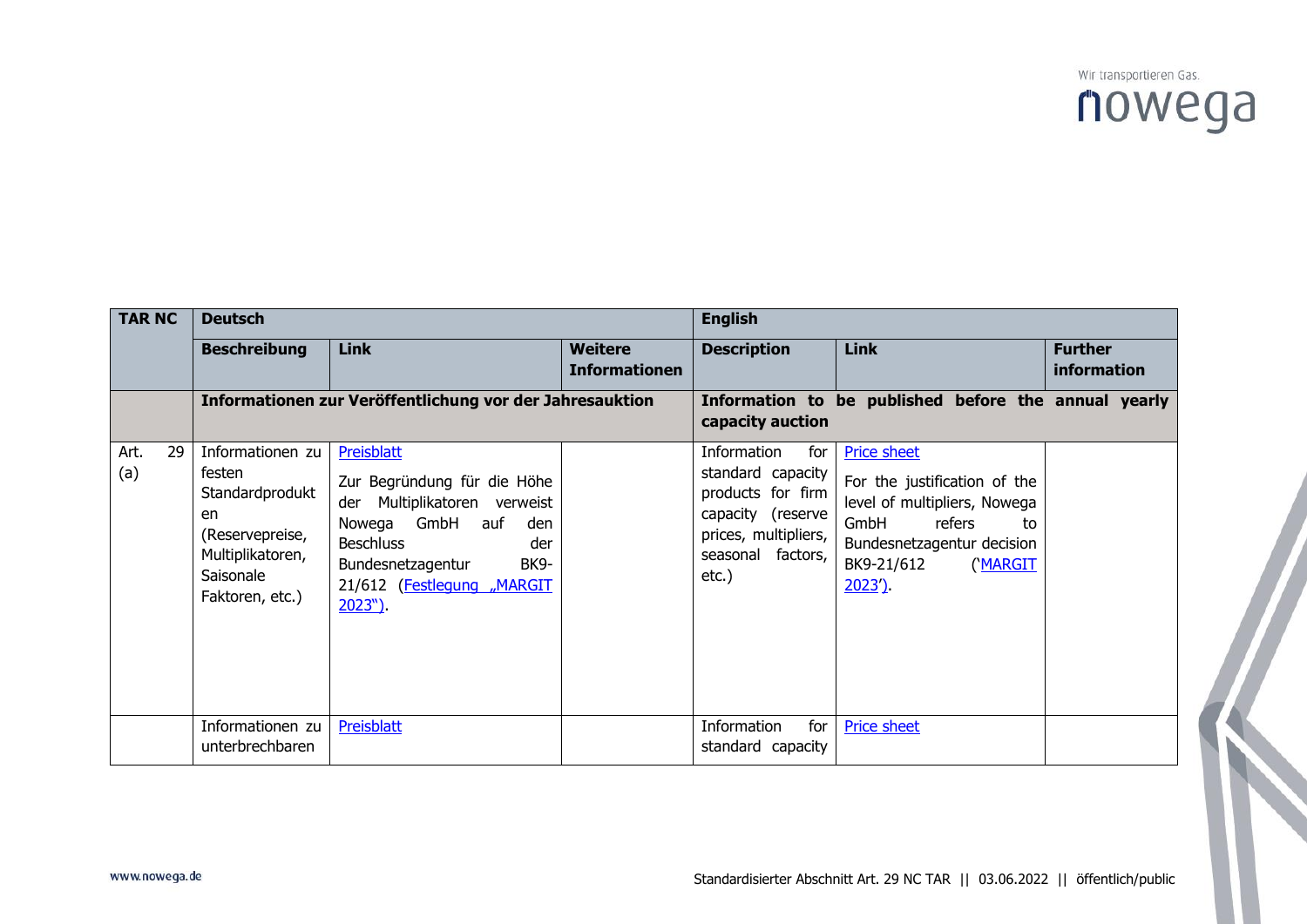| TAR NC | Deutsch | | | English | | |
|---|---|---|---|---|---|---|
| | **Beschreibung** | **Link** | **Weitere Informationen** | **Description** | **Link** | **Further information** |
| | **Informationen zur Veröffentlichung vor der Jahresauktion** | | | **Information to be published before the annual yearly capacity auction** | | |
| Art. 29 (a) | Informationen zu festen Standardprodukten (Reservepreise, Multiplikatoren, Saisonale Faktoren, etc.) | Preisblatt<br><br>Zur Begründung für die Höhe der Multiplikatoren verweist Nowega GmbH auf den Beschluss der Bundesnetzagentur BK9-21/612 (Festlegung „MARGIT 2023“). | | Information for standard capacity products for firm capacity (reserve prices, multipliers, seasonal factors, etc.) | Price sheet<br><br>For the justification of the level of multipliers, Nowega GmbH refers to Bundesnetzagentur decision BK9-21/612 ('MARGIT 2023'). | |
| | Informationen zu unterbrechbaren | Preisblatt | | Information for standard capacity | Price sheet | |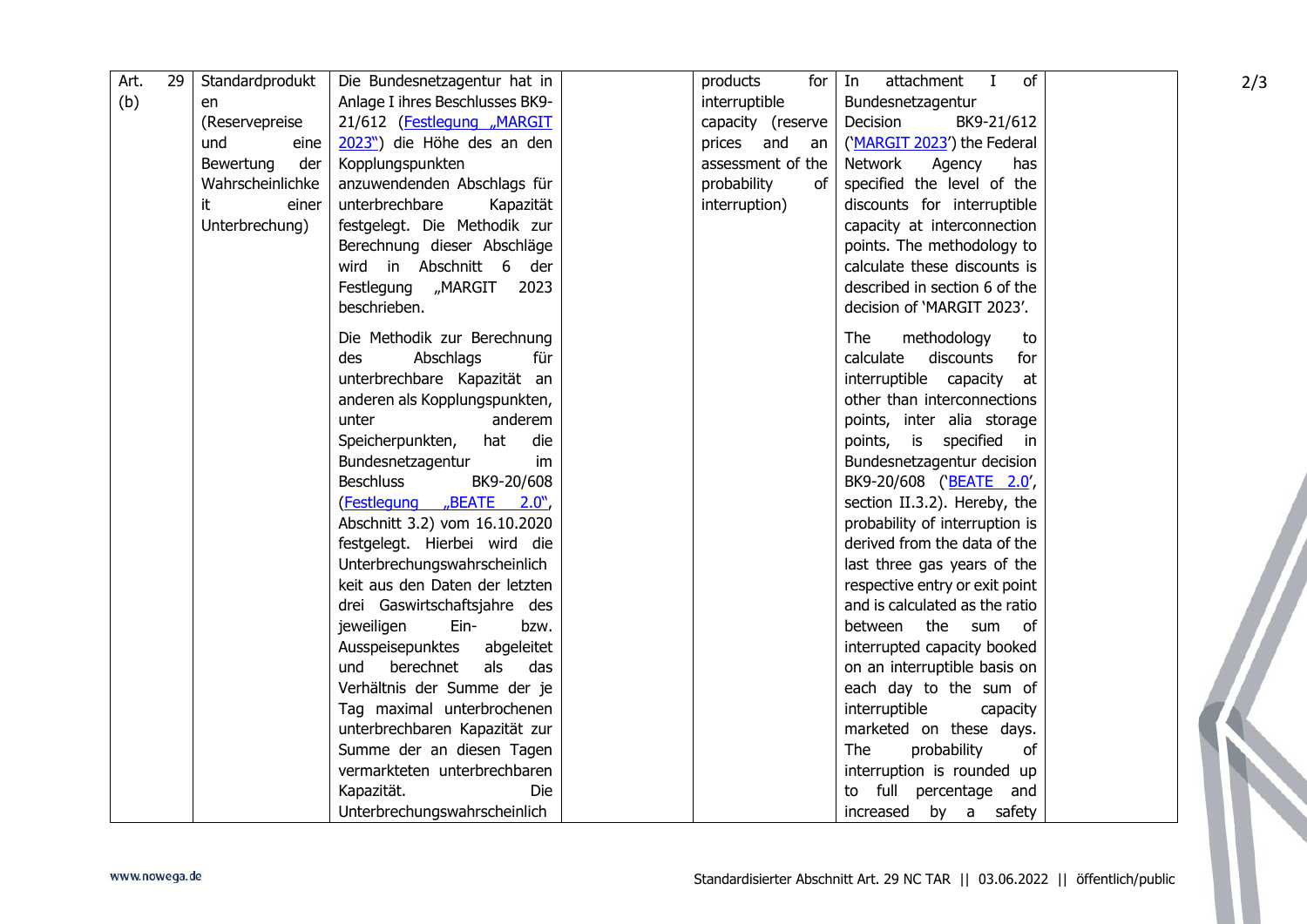| Art. 29 (b) | Standardprodukten (Reservepreise und eine Bewertung der Wahrscheinlichkeit einer Unterbrechung) | Die Bundesnetzagentur hat in Anlage I ihres Beschlusses BK9-21/612 (Festlegung „MARGIT 2023") die Höhe des an den Kopplungspunkten anzuwendenden Abschlags für unterbrechbare Kapazität festgelegt. Die Methodik zur Berechnung dieser Abschläge wird in Abschnitt 6 der Festlegung „MARGIT 2023 beschrieben.<br><br>Die Methodik zur Berechnung des Abschlags für unterbrechbare Kapazität an anderen als Kopplungspunkten, unter anderem Speicherpunkten, hat die Bundesnetzagentur im Beschluss BK9-20/608 (Festlegung „BEATE 2.0", Abschnitt 3.2) vom 16.10.2020 festgelegt. Hierbei wird die Unterbrechungswahrscheinlichkeit aus den Daten der letzten drei Gaswirtschaftsjahre des jeweiligen Ein- bzw. Ausspeisepunktes abgeleitet und berechnet als das Verhältnis der Summe der je Tag maximal unterbrochenen unterbrechbaren Kapazität zur Summe der an diesen Tagen vermarkteten unterbrechbaren Kapazität. Die Unterbrechungswahrscheinlich | | products for interruptible capacity (reserve prices and an assessment of the probability of interruption) | In attachment I of Bundesnetzagentur Decision BK9-21/612 ('MARGIT 2023') the Federal Network Agency has specified the level of the discounts for interruptible capacity at interconnection points. The methodology to calculate these discounts is described in section 6 of the decision of 'MARGIT 2023'.<br><br>The methodology to calculate discounts for interruptible capacity at other than interconnections points, inter alia storage points, is specified in Bundesnetzagentur decision BK9-20/608 ('BEATE 2.0', section II.3.2). Hereby, the probability of interruption is derived from the data of the last three gas years of the respective entry or exit point and is calculated as the ratio between the sum of interrupted capacity booked on an interruptible basis on each day to the sum of interruptible capacity marketed on these days. The probability of interruption is rounded up to full percentage and increased by a safety | |
|---|---|---|---|---|---|---|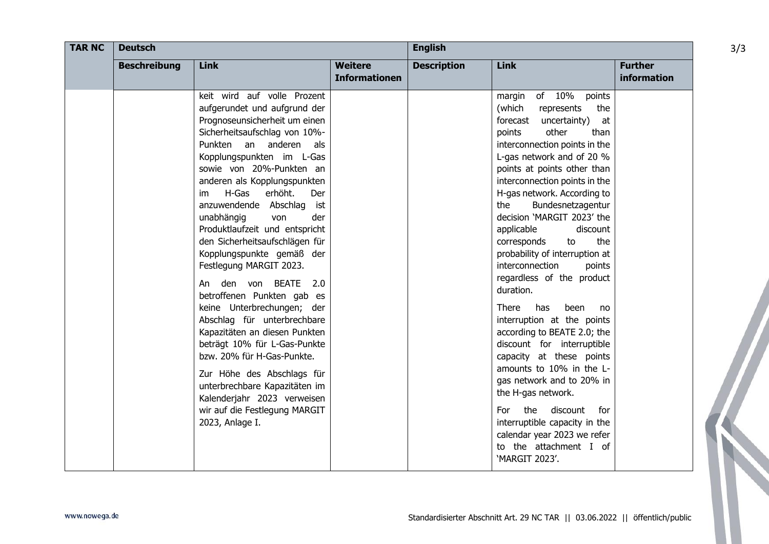| TAR NC | Deutsch | | | English | | |
|---|---|---|---|---|---|---|
| | **Beschreibung** | **Link** | **Weitere Informationen** | **Description** | **Link** | **Further information** |
| | | keit wird auf volle Prozent aufgerundet und aufgrund der Prognoseunsicherheit um einen Sicherheitsaufschlag von 10%-Punkten an anderen als Kopplungspunkten im L-Gas sowie von 20%-Punkten an anderen als Kopplungspunkten im H-Gas erhöht. Der anzuwendende Abschlag ist unabhängig von der Produktlaufzeit und entspricht den Sicherheitsaufschlägen für Kopplungspunkte gemäß der Festlegung MARGIT 2023.<br><br>An den von BEATE 2.0 betroffenen Punkten gab es keine Unterbrechungen; der Abschlag für unterbrechbare Kapazitäten an diesen Punkten beträgt 10% für L-Gas-Punkte bzw. 20% für H-Gas-Punkte.<br><br>Zur Höhe des Abschlags für unterbrechbare Kapazitäten im Kalenderjahr 2023 verweisen wir auf die Festlegung MARGIT 2023, Anlage I. | | | margin of 10% points (which represents the forecast uncertainty) at points other than interconnection points in the L-gas network and of 20 % points at points other than interconnection points in the H-gas network. According to the Bundesnetzagentur decision 'MARGIT 2023' the applicable discount corresponds to the probability of interruption at interconnection points regardless of the product duration.<br><br>There has been no interruption at the points according to BEATE 2.0; the discount for interruptible capacity at these points amounts to 10% in the L-gas network and to 20% in the H-gas network.<br><br>For the discount for interruptible capacity in the calendar year 2023 we refer to the attachment I of 'MARGIT 2023'. | |